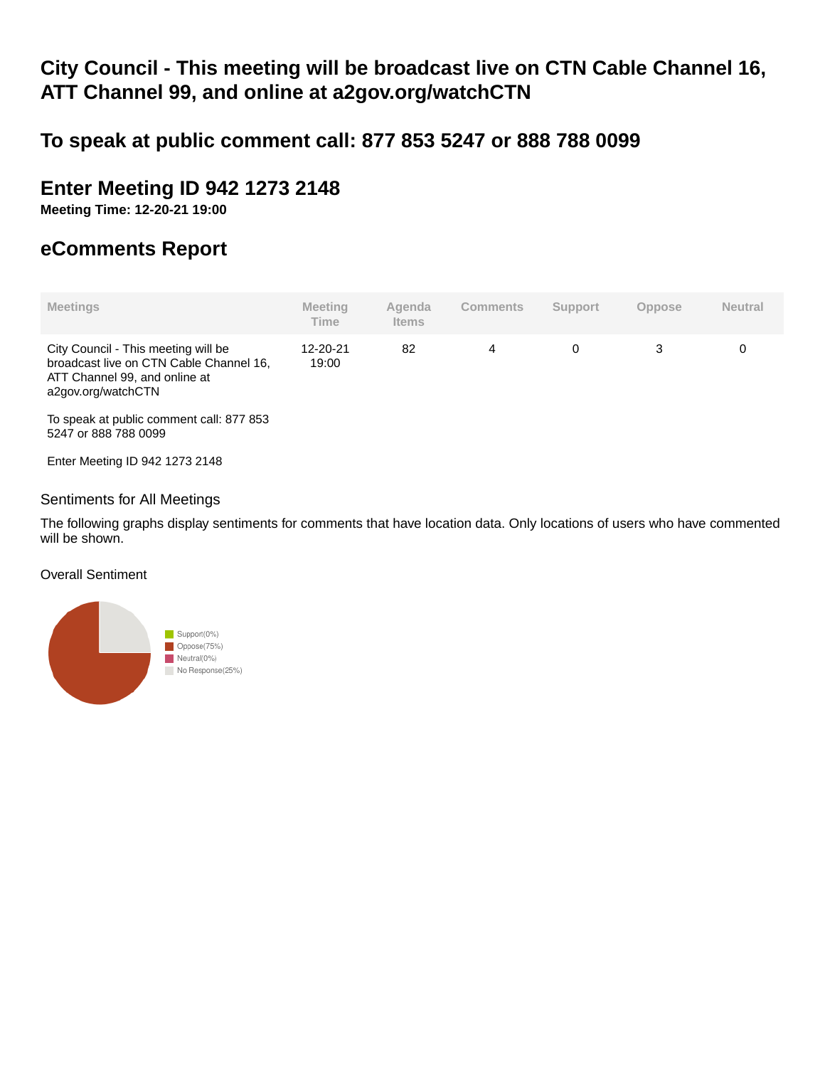# City Council - This meeting will be broadcast live on CTN Cable Channel 16, ATT Channel 99, and online at a2gov.org/watchCTN

## To speak at public comment call: 877 853 5247 or 888 788 0099

## Enter Meeting ID 942 1273 2148

**Meeting Time: 12-20-21 19:00**

## eComments Report

| Meetings | Meeting Time | Agenda Items | Comments | Support | Oppose | Neutral |
|---|---|---|---|---|---|---|
| City Council - This meeting will be broadcast live on CTN Cable Channel 16, ATT Channel 99, and online at a2gov.org/watchCTN<br><br>To speak at public comment call: 877 853 5247 or 888 788 0099<br><br>Enter Meeting ID 942 1273 2148 | 12-20-21 19:00 | 82 | 4 | 0 | 3 | 0 |

Sentiments for All Meetings

The following graphs display sentiments for comments that have location data. Only locations of users who have commented will be shown.

Overall Sentiment

- Support(0%)
- Oppose(75%)
- Neutral(0%)
- No Response(25%)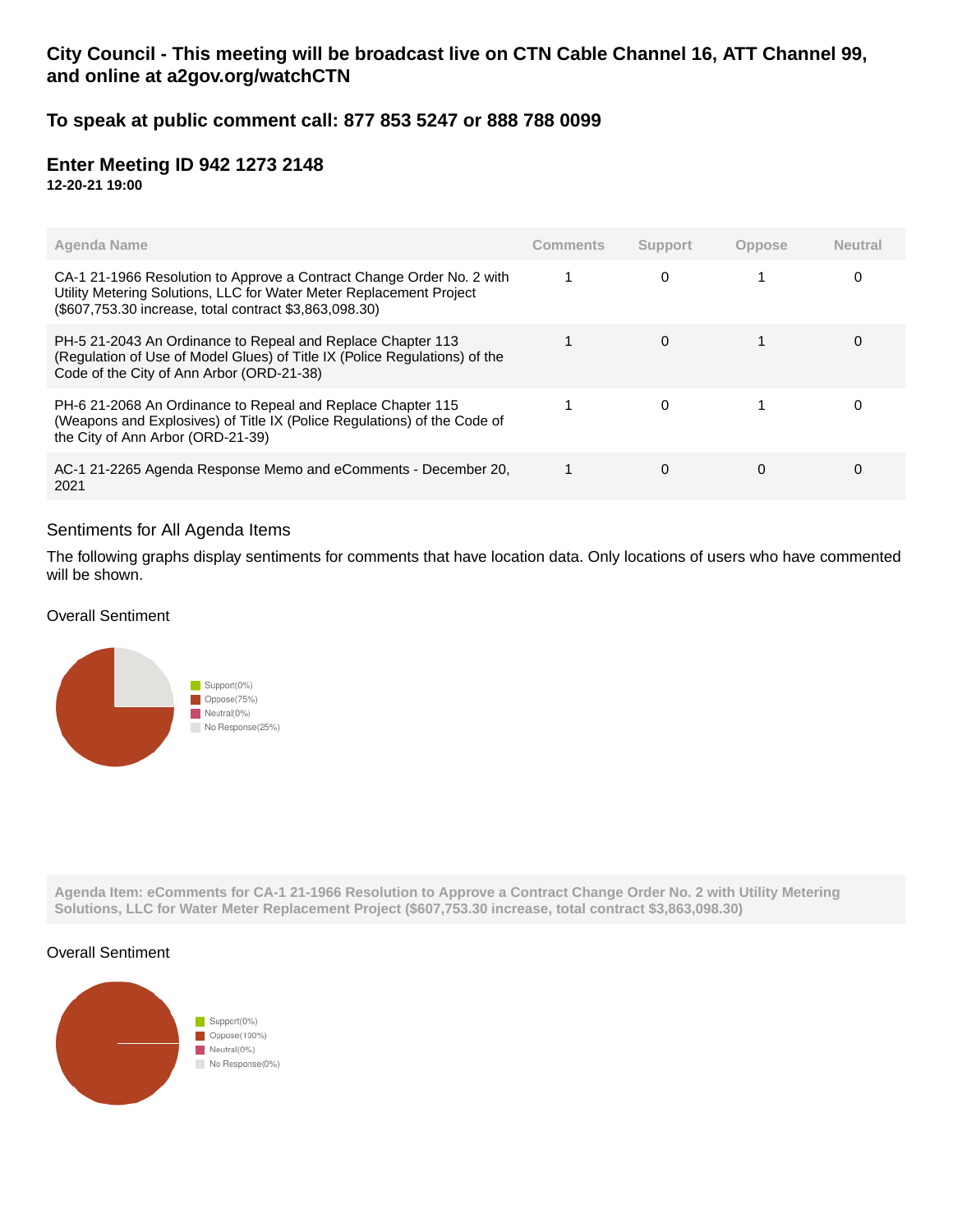## City Council - This meeting will be broadcast live on CTN Cable Channel 16, ATT Channel 99, and online at a2gov.org/watchCTN

## To speak at public comment call: 877 853 5247 or 888 788 0099

## Enter Meeting ID 942 1273 2148

**12-20-21 19:00**

| Agenda Name | Comments | Support | Oppose | Neutral |
|---|---|---|---|---|
| CA-1 21-1966 Resolution to Approve a Contract Change Order No. 2 with Utility Metering Solutions, LLC for Water Meter Replacement Project ($607,753.30 increase, total contract $3,863,098.30) | 1 | 0 | 1 | 0 |
| PH-5 21-2043 An Ordinance to Repeal and Replace Chapter 113 (Regulation of Use of Model Glues) of Title IX (Police Regulations) of the Code of the City of Ann Arbor (ORD-21-38) | 1 | 0 | 1 | 0 |
| PH-6 21-2068 An Ordinance to Repeal and Replace Chapter 115 (Weapons and Explosives) of Title IX (Police Regulations) of the Code of the City of Ann Arbor (ORD-21-39) | 1 | 0 | 1 | 0 |
| AC-1 21-2265 Agenda Response Memo and eComments - December 20, 2021 | 1 | 0 | 0 | 0 |

### Sentiments for All Agenda Items

The following graphs display sentiments for comments that have location data. Only locations of users who have commented will be shown.

Overall Sentiment

- Support(0%)
- Oppose(75%)
- Neutral(0%)
- No Response(25%)

**Agenda Item: eComments for CA-1 21-1966 Resolution to Approve a Contract Change Order No. 2 with Utility Metering Solutions, LLC for Water Meter Replacement Project ($607,753.30 increase, total contract $3,863,098.30)**

Overall Sentiment

- Support(0%)
- Oppose(100%)
- Neutral(0%)
- No Response(0%)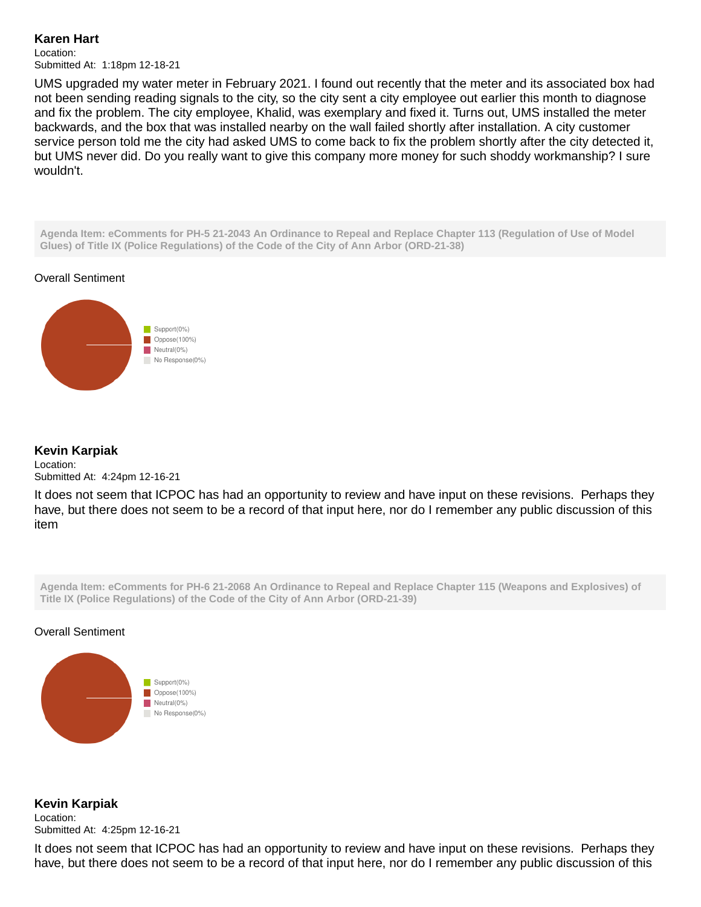**Karen Hart**
Location:
Submitted At: 1:18pm 12-18-21

UMS upgraded my water meter in February 2021. I found out recently that the meter and its associated box had not been sending reading signals to the city, so the city sent a city employee out earlier this month to diagnose and fix the problem. The city employee, Khalid, was exemplary and fixed it. Turns out, UMS installed the meter backwards, and the box that was installed nearby on the wall failed shortly after installation. A city customer service person told me the city had asked UMS to come back to fix the problem shortly after the city detected it, but UMS never did. Do you really want to give this company more money for such shoddy workmanship? I sure wouldn't.

**Agenda Item: eComments for PH-5 21-2043 An Ordinance to Repeal and Replace Chapter 113 (Regulation of Use of Model Glues) of Title IX (Police Regulations) of the Code of the City of Ann Arbor (ORD-21-38)**

Overall Sentiment

Support(0%)
Oppose(100%)
Neutral(0%)
No Response(0%)

**Kevin Karpiak**
Location:
Submitted At: 4:24pm 12-16-21

It does not seem that ICPOC has had an opportunity to review and have input on these revisions. Perhaps they have, but there does not seem to be a record of that input here, nor do I remember any public discussion of this item

**Agenda Item: eComments for PH-6 21-2068 An Ordinance to Repeal and Replace Chapter 115 (Weapons and Explosives) of Title IX (Police Regulations) of the Code of the City of Ann Arbor (ORD-21-39)**

Overall Sentiment

Support(0%)
Oppose(100%)
Neutral(0%)
No Response(0%)

**Kevin Karpiak**
Location:
Submitted At: 4:25pm 12-16-21

It does not seem that ICPOC has had an opportunity to review and have input on these revisions. Perhaps they have, but there does not seem to be a record of that input here, nor do I remember any public discussion of this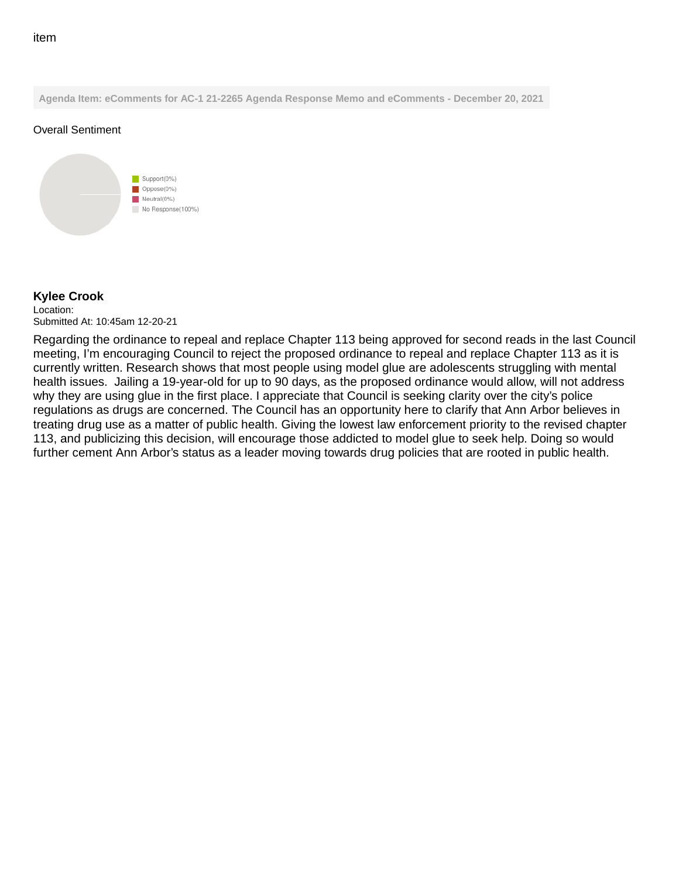item

**Agenda Item: eComments for AC-1 21-2265 Agenda Response Memo and eComments - December 20, 2021**

Overall Sentiment

Support(0%)
Oppose(0%)
Neutral(0%)
No Response(100%)

**Kylee Crook**
Location:
Submitted At: 10:45am 12-20-21

Regarding the ordinance to repeal and replace Chapter 113 being approved for second reads in the last Council meeting, I'm encouraging Council to reject the proposed ordinance to repeal and replace Chapter 113 as it is currently written. Research shows that most people using model glue are adolescents struggling with mental health issues. Jailing a 19-year-old for up to 90 days, as the proposed ordinance would allow, will not address why they are using glue in the first place. I appreciate that Council is seeking clarity over the city's police regulations as drugs are concerned. The Council has an opportunity here to clarify that Ann Arbor believes in treating drug use as a matter of public health. Giving the lowest law enforcement priority to the revised chapter 113, and publicizing this decision, will encourage those addicted to model glue to seek help. Doing so would further cement Ann Arbor's status as a leader moving towards drug policies that are rooted in public health.